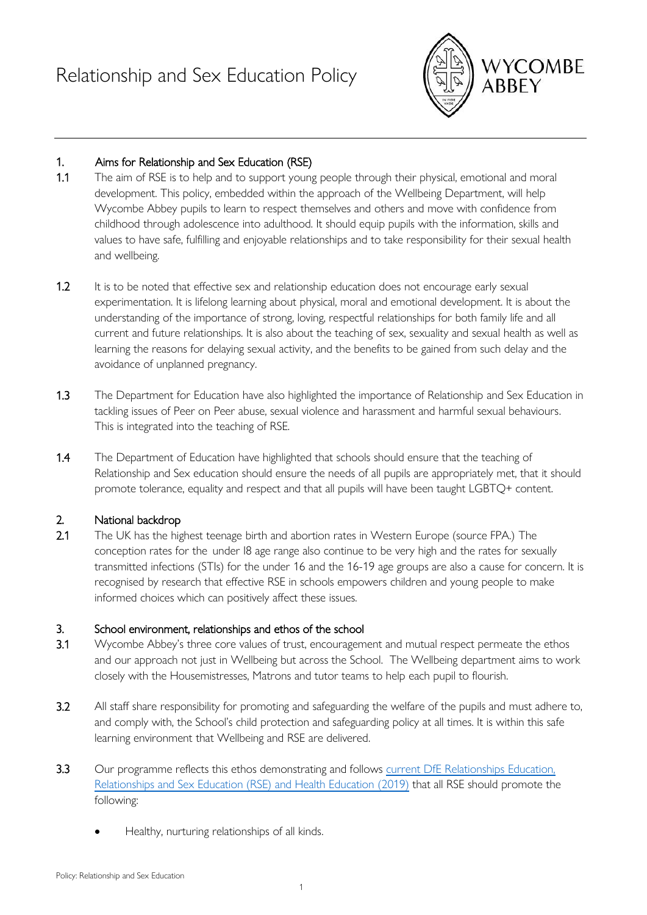# Relationship and Sex Education Policy

## 1. Aims for Relationship and Sex Education (RSE)

1.1 The aim of RSE is to help and to support young people through their physical, emotional and moral development. This policy, embedded within the approach of the Wellbeing Department, will help Wycombe Abbey pupils to learn to respect themselves and others and move with confidence from childhood through adolescence into adulthood. It should equip pupils with the information, skills and values to have safe, fulfilling and enjoyable relationships and to take responsibility for their sexual health and wellbeing.

1.2 It is to be noted that effective sex and relationship education does not encourage early sexual experimentation. It is lifelong learning about physical, moral and emotional development. It is about the understanding of the importance of strong, loving, respectful relationships for both family life and all current and future relationships. It is also about the teaching of sex, sexuality and sexual health as well as learning the reasons for delaying sexual activity, and the benefits to be gained from such delay and the avoidance of unplanned pregnancy.

1.3 The Department for Education have also highlighted the importance of Relationship and Sex Education in tackling issues of Peer on Peer abuse, sexual violence and harassment and harmful sexual behaviours. This is integrated into the teaching of RSE.

1.4 The Department of Education have highlighted that schools should ensure that the teaching of Relationship and Sex education should ensure the needs of all pupils are appropriately met, that it should promote tolerance, equality and respect and that all pupils will have been taught LGBTQ+ content.

## 2. National backdrop

2.1 The UK has the highest teenage birth and abortion rates in Western Europe (source FPA.) The conception rates for the under 18 age range also continue to be very high and the rates for sexually transmitted infections (STIs) for the under 16 and the 16-19 age groups are also a cause for concern. It is recognised by research that effective RSE in schools empowers children and young people to make informed choices which can positively affect these issues.

## 3. School environment, relationships and ethos of the school

3.1 Wycombe Abbey's three core values of trust, encouragement and mutual respect permeate the ethos and our approach not just in Wellbeing but across the School. The Wellbeing department aims to work closely with the Housemistresses, Matrons and tutor teams to help each pupil to flourish.

3.2 All staff share responsibility for promoting and safeguarding the welfare of the pupils and must adhere to, and comply with, the School's child protection and safeguarding policy at all times. It is within this safe learning environment that Wellbeing and RSE are delivered.

3.3 Our programme reflects this ethos demonstrating and follows current DfE Relationships Education, Relationships and Sex Education (RSE) and Health Education (2019) that all RSE should promote the following:

- Healthy, nurturing relationships of all kinds.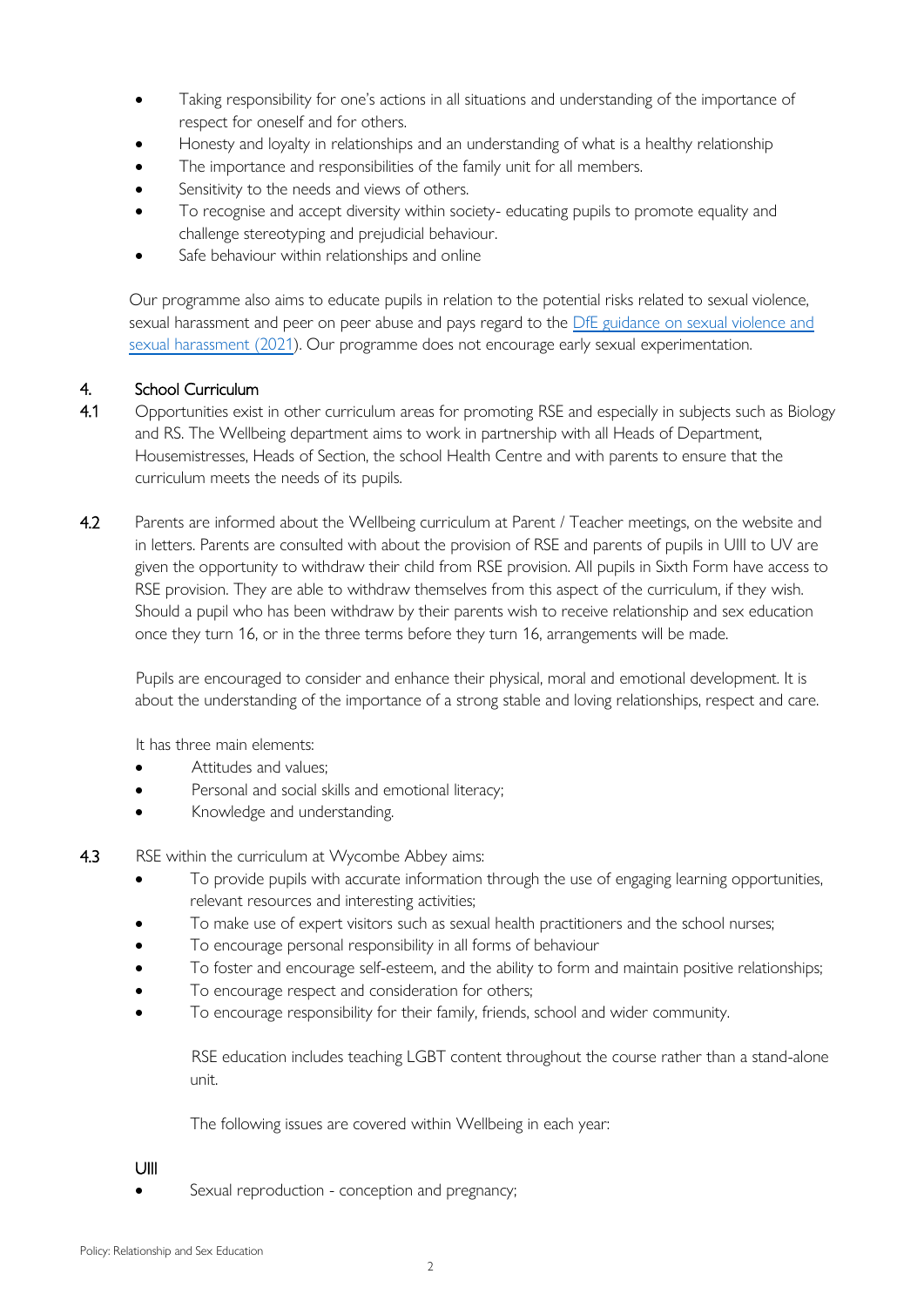- Taking responsibility for one's actions in all situations and understanding of the importance of respect for oneself and for others.
- Honesty and loyalty in relationships and an understanding of what is a healthy relationship
- The importance and responsibilities of the family unit for all members.
- Sensitivity to the needs and views of others.
- To recognise and accept diversity within society- educating pupils to promote equality and challenge stereotyping and prejudicial behaviour.
- Safe behaviour within relationships and online

Our programme also aims to educate pupils in relation to the potential risks related to sexual violence, sexual harassment and peer on peer abuse and pays regard to the DfE guidance on sexual violence and sexual harassment (2021). Our programme does not encourage early sexual experimentation.

## 4. School Curriculum

**4.1** Opportunities exist in other curriculum areas for promoting RSE and especially in subjects such as Biology and RS. The Wellbeing department aims to work in partnership with all Heads of Department, Housemistresses, Heads of Section, the school Health Centre and with parents to ensure that the curriculum meets the needs of its pupils.

**4.2** Parents are informed about the Wellbeing curriculum at Parent / Teacher meetings, on the website and in letters. Parents are consulted with about the provision of RSE and parents of pupils in UIII to UV are given the opportunity to withdraw their child from RSE provision. All pupils in Sixth Form have access to RSE provision. They are able to withdraw themselves from this aspect of the curriculum, if they wish. Should a pupil who has been withdraw by their parents wish to receive relationship and sex education once they turn 16, or in the three terms before they turn 16, arrangements will be made.

Pupils are encouraged to consider and enhance their physical, moral and emotional development. It is about the understanding of the importance of a strong stable and loving relationships, respect and care.

It has three main elements:

- Attitudes and values;
- Personal and social skills and emotional literacy;
- Knowledge and understanding.

**4.3** RSE within the curriculum at Wycombe Abbey aims:

- To provide pupils with accurate information through the use of engaging learning opportunities, relevant resources and interesting activities;
- To make use of expert visitors such as sexual health practitioners and the school nurses;
- To encourage personal responsibility in all forms of behaviour
- To foster and encourage self-esteem, and the ability to form and maintain positive relationships;
- To encourage respect and consideration for others;
- To encourage responsibility for their family, friends, school and wider community.

RSE education includes teaching LGBT content throughout the course rather than a stand-alone unit.

The following issues are covered within Wellbeing in each year:

UIII

- Sexual reproduction - conception and pregnancy;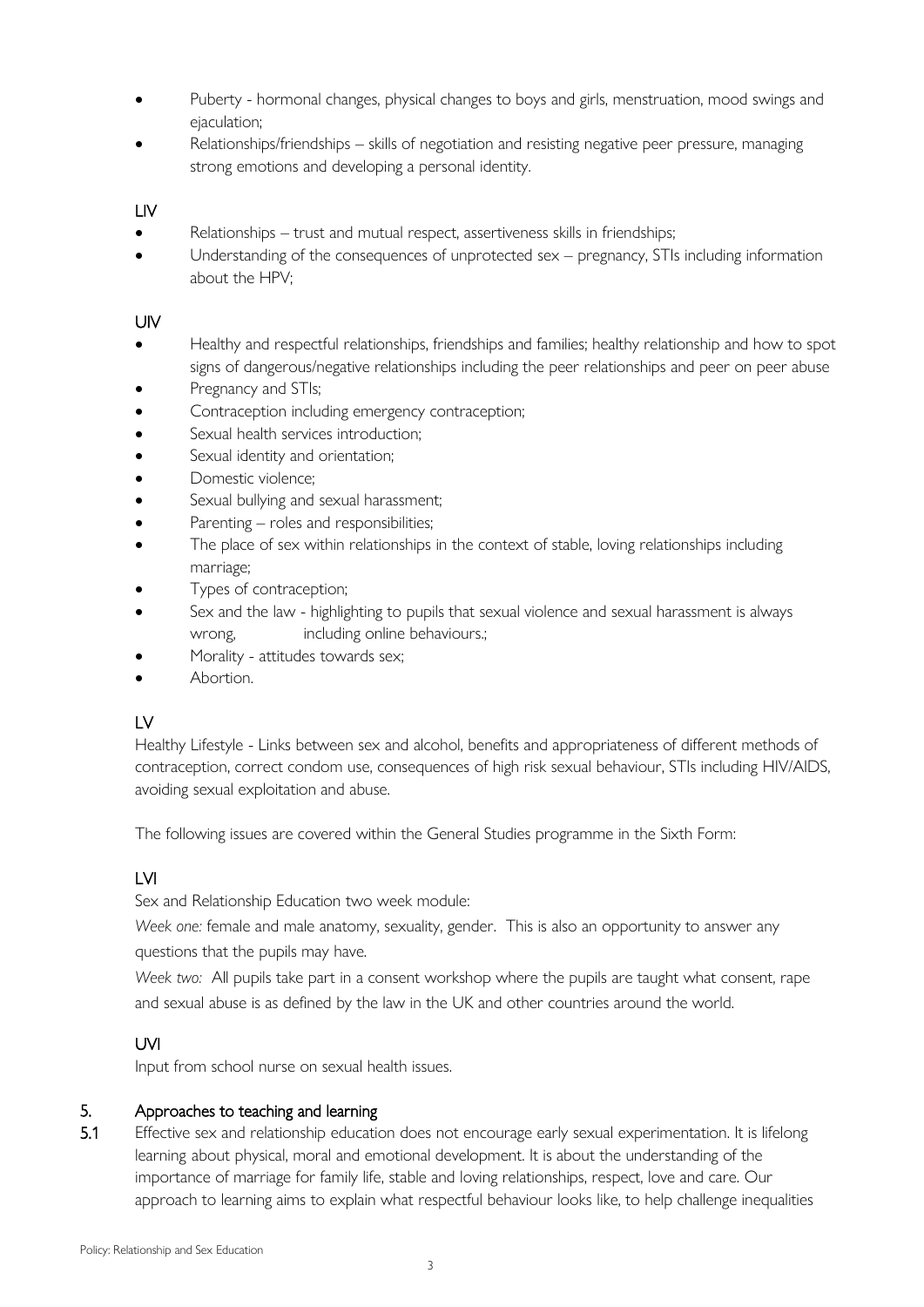- Puberty - hormonal changes, physical changes to boys and girls, menstruation, mood swings and ejaculation;
- Relationships/friendships – skills of negotiation and resisting negative peer pressure, managing strong emotions and developing a personal identity.

LIV

- Relationships – trust and mutual respect, assertiveness skills in friendships;
- Understanding of the consequences of unprotected sex – pregnancy, STIs including information about the HPV;

UIV

- Healthy and respectful relationships, friendships and families; healthy relationship and how to spot signs of dangerous/negative relationships including the peer relationships and peer on peer abuse
- Pregnancy and STIs;
- Contraception including emergency contraception;
- Sexual health services introduction;
- Sexual identity and orientation;
- Domestic violence;
- Sexual bullying and sexual harassment;
- Parenting – roles and responsibilities;
- The place of sex within relationships in the context of stable, loving relationships including marriage;
- Types of contraception;
- Sex and the law - highlighting to pupils that sexual violence and sexual harassment is always wrong, including online behaviours.;
- Morality - attitudes towards sex;
- Abortion.

LV

Healthy Lifestyle - Links between sex and alcohol, benefits and appropriateness of different methods of contraception, correct condom use, consequences of high risk sexual behaviour, STIs including HIV/AIDS, avoiding sexual exploitation and abuse.

The following issues are covered within the General Studies programme in the Sixth Form:

LVI

Sex and Relationship Education two week module:

*Week one:* female and male anatomy, sexuality, gender. This is also an opportunity to answer any questions that the pupils may have.

*Week two:* All pupils take part in a consent workshop where the pupils are taught what consent, rape and sexual abuse is as defined by the law in the UK and other countries around the world.

UVI

Input from school nurse on sexual health issues.

## 5. Approaches to teaching and learning

5.1 Effective sex and relationship education does not encourage early sexual experimentation. It is lifelong learning about physical, moral and emotional development. It is about the understanding of the importance of marriage for family life, stable and loving relationships, respect, love and care. Our approach to learning aims to explain what respectful behaviour looks like, to help challenge inequalities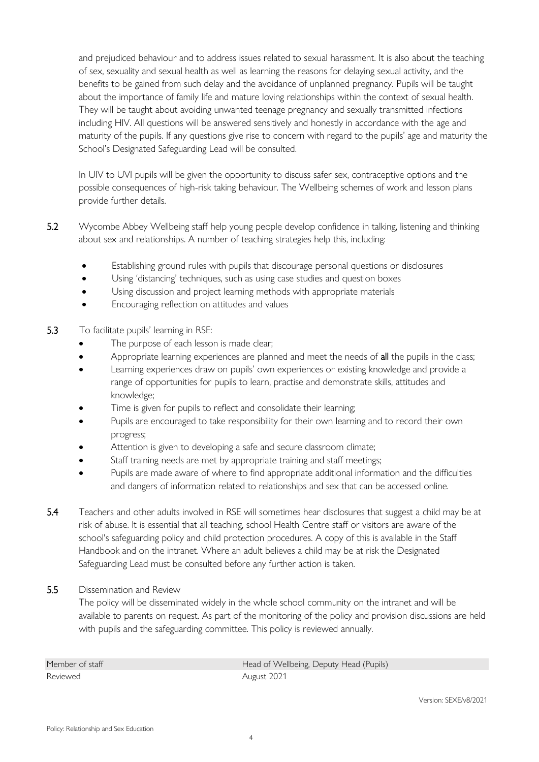and prejudiced behaviour and to address issues related to sexual harassment. It is also about the teaching of sex, sexuality and sexual health as well as learning the reasons for delaying sexual activity, and the benefits to be gained from such delay and the avoidance of unplanned pregnancy. Pupils will be taught about the importance of family life and mature loving relationships within the context of sexual health. They will be taught about avoiding unwanted teenage pregnancy and sexually transmitted infections including HIV. All questions will be answered sensitively and honestly in accordance with the age and maturity of the pupils. If any questions give rise to concern with regard to the pupils' age and maturity the School's Designated Safeguarding Lead will be consulted.

In UIV to UVI pupils will be given the opportunity to discuss safer sex, contraceptive options and the possible consequences of high-risk taking behaviour. The Wellbeing schemes of work and lesson plans provide further details.

**5.2** Wycombe Abbey Wellbeing staff help young people develop confidence in talking, listening and thinking about sex and relationships. A number of teaching strategies help this, including:

- Establishing ground rules with pupils that discourage personal questions or disclosures
- Using 'distancing' techniques, such as using case studies and question boxes
- Using discussion and project learning methods with appropriate materials
- Encouraging reflection on attitudes and values

**5.3** To facilitate pupils' learning in RSE:

- The purpose of each lesson is made clear;
- Appropriate learning experiences are planned and meet the needs of **all** the pupils in the class;
- Learning experiences draw on pupils' own experiences or existing knowledge and provide a range of opportunities for pupils to learn, practise and demonstrate skills, attitudes and knowledge;
- Time is given for pupils to reflect and consolidate their learning;
- Pupils are encouraged to take responsibility for their own learning and to record their own progress;
- Attention is given to developing a safe and secure classroom climate;
- Staff training needs are met by appropriate training and staff meetings;
- Pupils are made aware of where to find appropriate additional information and the difficulties and dangers of information related to relationships and sex that can be accessed online.

**5.4** Teachers and other adults involved in RSE will sometimes hear disclosures that suggest a child may be at risk of abuse. It is essential that all teaching, school Health Centre staff or visitors are aware of the school's safeguarding policy and child protection procedures. A copy of this is available in the Staff Handbook and on the intranet. Where an adult believes a child may be at risk the Designated Safeguarding Lead must be consulted before any further action is taken.

**5.5** Dissemination and Review

The policy will be disseminated widely in the whole school community on the intranet and will be available to parents on request. As part of the monitoring of the policy and provision discussions are held with pupils and the safeguarding committee. This policy is reviewed annually.

| | |
|---|---|
| Member of staff | Head of Wellbeing, Deputy Head (Pupils) |
| Reviewed | August 2021 |

Version: SEXE/v8/2021